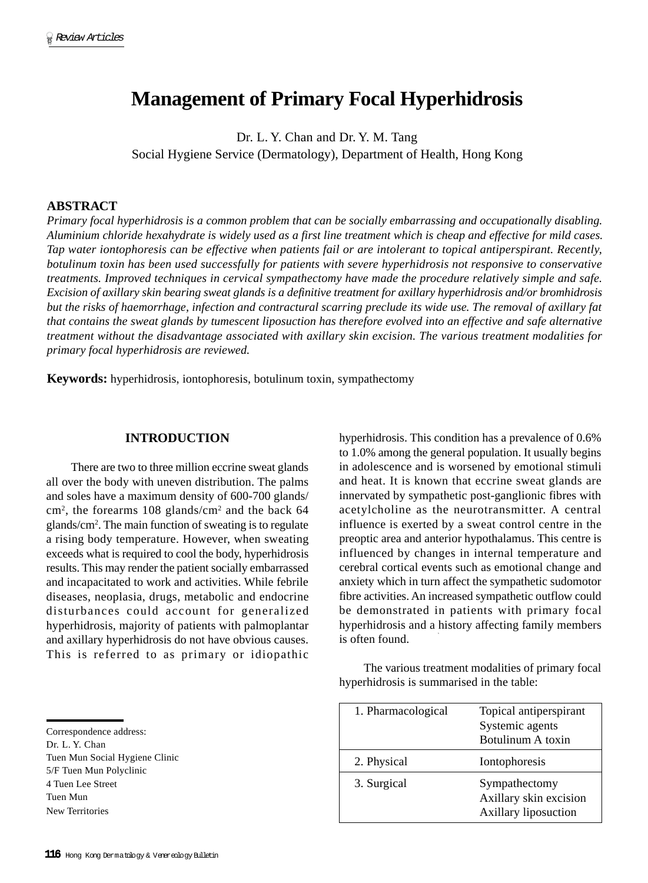# Management of Primary Focal Hyperhidrosis

Dr. L. Y. Chan and Dr. Y. M. Tang
Social Hygiene Service (Dermatology), Department of Health, Hong Kong

## ABSTRACT

*Primary focal hyperhidrosis is a common problem that can be socially embarrassing and occupationally disabling. Aluminium chloride hexahydrate is widely used as a first line treatment which is cheap and effective for mild cases. Tap water iontophoresis can be effective when patients fail or are intolerant to topical antiperspirant. Recently, botulinum toxin has been used successfully for patients with severe hyperhidrosis not responsive to conservative treatments. Improved techniques in cervical sympathectomy have made the procedure relatively simple and safe. Excision of axillary skin bearing sweat glands is a definitive treatment for axillary hyperhidrosis and/or bromhidrosis but the risks of haemorrhage, infection and contractural scarring preclude its wide use. The removal of axillary fat that contains the sweat glands by tumescent liposuction has therefore evolved into an effective and safe alternative treatment without the disadvantage associated with axillary skin excision. The various treatment modalities for primary focal hyperhidrosis are reviewed.*

**Keywords:** hyperhidrosis, iontophoresis, botulinum toxin, sympathectomy

## INTRODUCTION

There are two to three million eccrine sweat glands all over the body with uneven distribution. The palms and soles have a maximum density of 600-700 glands/cm$^2$, the forearms 108 glands/cm$^2$ and the back 64 glands/cm$^2$. The main function of sweating is to regulate a rising body temperature. However, when sweating exceeds what is required to cool the body, hyperhidrosis results. This may render the patient socially embarrassed and incapacitated to work and activities. While febrile diseases, neoplasia, drugs, metabolic and endocrine disturbances could account for generalized hyperhidrosis, majority of patients with palmoplantar and axillary hyperhidrosis do not have obvious causes. This is referred to as primary or idiopathic hyperhidrosis. This condition has a prevalence of 0.6% to 1.0% among the general population. It usually begins in adolescence and is worsened by emotional stimuli and heat. It is known that eccrine sweat glands are innervated by sympathetic post-ganglionic fibres with acetylcholine as the neurotransmitter. A central influence is exerted by a sweat control centre in the preoptic area and anterior hypothalamus. This centre is influenced by changes in internal temperature and cerebral cortical events such as emotional change and anxiety which in turn affect the sympathetic sudomotor fibre activities. An increased sympathetic outflow could be demonstrated in patients with primary focal hyperhidrosis and a history affecting family members is often found.

The various treatment modalities of primary focal hyperhidrosis is summarised in the table:

| | |
|---|---|
| 1. Pharmacological | Topical antiperspirant<br>Systemic agents<br>Botulinum A toxin |
| 2. Physical | Iontophoresis |
| 3. Surgical | Sympathectomy<br>Axillary skin excision<br>Axillary liposuction |

Correspondence address:
Dr. L. Y. Chan
Tuen Mun Social Hygiene Clinic
5/F Tuen Mun Polyclinic
4 Tuen Lee Street
Tuen Mun
New Territories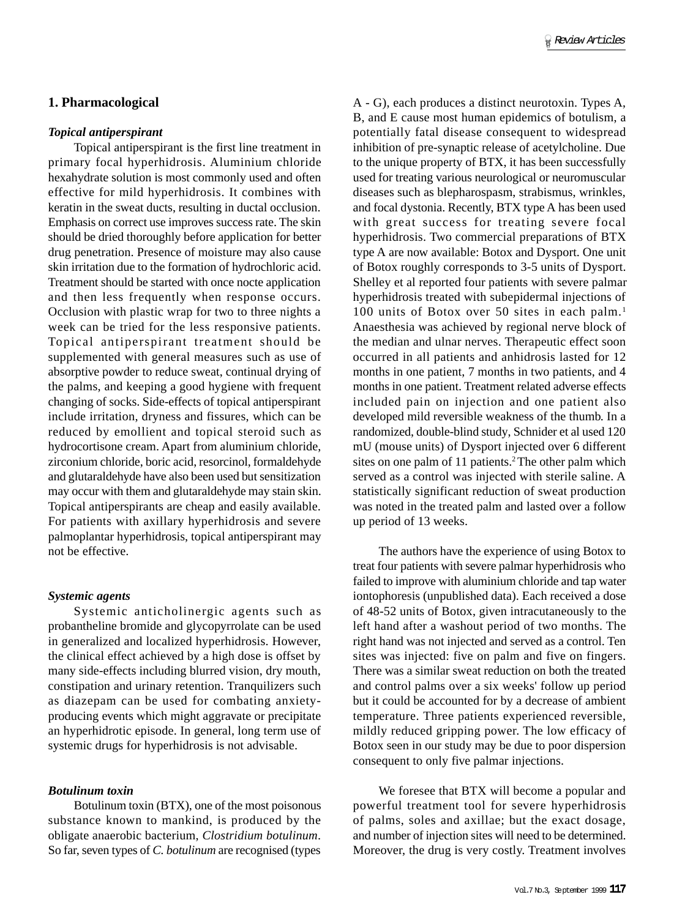## 1. Pharmacological

### *Topical antiperspirant*

Topical antiperspirant is the first line treatment in primary focal hyperhidrosis. Aluminium chloride hexahydrate solution is most commonly used and often effective for mild hyperhidrosis. It combines with keratin in the sweat ducts, resulting in ductal occlusion. Emphasis on correct use improves success rate. The skin should be dried thoroughly before application for better drug penetration. Presence of moisture may also cause skin irritation due to the formation of hydrochloric acid. Treatment should be started with once nocte application and then less frequently when response occurs. Occlusion with plastic wrap for two to three nights a week can be tried for the less responsive patients. Topical antiperspirant treatment should be supplemented with general measures such as use of absorptive powder to reduce sweat, continual drying of the palms, and keeping a good hygiene with frequent changing of socks. Side-effects of topical antiperspirant include irritation, dryness and fissures, which can be reduced by emollient and topical steroid such as hydrocortisone cream. Apart from aluminium chloride, zirconium chloride, boric acid, resorcinol, formaldehyde and glutaraldehyde have also been used but sensitization may occur with them and glutaraldehyde may stain skin. Topical antiperspirants are cheap and easily available. For patients with axillary hyperhidrosis and severe palmoplantar hyperhidrosis, topical antiperspirant may not be effective.

### *Systemic agents*

Systemic anticholinergic agents such as probantheline bromide and glycopyrrolate can be used in generalized and localized hyperhidrosis. However, the clinical effect achieved by a high dose is offset by many side-effects including blurred vision, dry mouth, constipation and urinary retention. Tranquilizers such as diazepam can be used for combating anxiety-producing events which might aggravate or precipitate an hyperhidrotic episode. In general, long term use of systemic drugs for hyperhidrosis is not advisable.

### *Botulinum toxin*

Botulinum toxin (BTX), one of the most poisonous substance known to mankind, is produced by the obligate anaerobic bacterium, *Clostridium botulinum*. So far, seven types of *C. botulinum* are recognised (types A - G), each produces a distinct neurotoxin. Types A, B, and E cause most human epidemics of botulism, a potentially fatal disease consequent to widespread inhibition of pre-synaptic release of acetylcholine. Due to the unique property of BTX, it has been successfully used for treating various neurological or neuromuscular diseases such as blepharospasm, strabismus, wrinkles, and focal dystonia. Recently, BTX type A has been used with great success for treating severe focal hyperhidrosis. Two commercial preparations of BTX type A are now available: Botox and Dysport. One unit of Botox roughly corresponds to 3-5 units of Dysport. Shelley et al reported four patients with severe palmar hyperhidrosis treated with subepidermal injections of 100 units of Botox over 50 sites in each palm.[1] Anaesthesia was achieved by regional nerve block of the median and ulnar nerves. Therapeutic effect soon occurred in all patients and anhidrosis lasted for 12 months in one patient, 7 months in two patients, and 4 months in one patient. Treatment related adverse effects included pain on injection and one patient also developed mild reversible weakness of the thumb. In a randomized, double-blind study, Schnider et al used 120 mU (mouse units) of Dysport injected over 6 different sites on one palm of 11 patients.[2] The other palm which served as a control was injected with sterile saline. A statistically significant reduction of sweat production was noted in the treated palm and lasted over a follow up period of 13 weeks.

The authors have the experience of using Botox to treat four patients with severe palmar hyperhidrosis who failed to improve with aluminium chloride and tap water iontophoresis (unpublished data). Each received a dose of 48-52 units of Botox, given intracutaneously to the left hand after a washout period of two months. The right hand was not injected and served as a control. Ten sites was injected: five on palm and five on fingers. There was a similar sweat reduction on both the treated and control palms over a six weeks' follow up period but it could be accounted for by a decrease of ambient temperature. Three patients experienced reversible, mildly reduced gripping power. The low efficacy of Botox seen in our study may be due to poor dispersion consequent to only five palmar injections.

We foresee that BTX will become a popular and powerful treatment tool for severe hyperhidrosis of palms, soles and axillae; but the exact dosage, and number of injection sites will need to be determined. Moreover, the drug is very costly. Treatment involves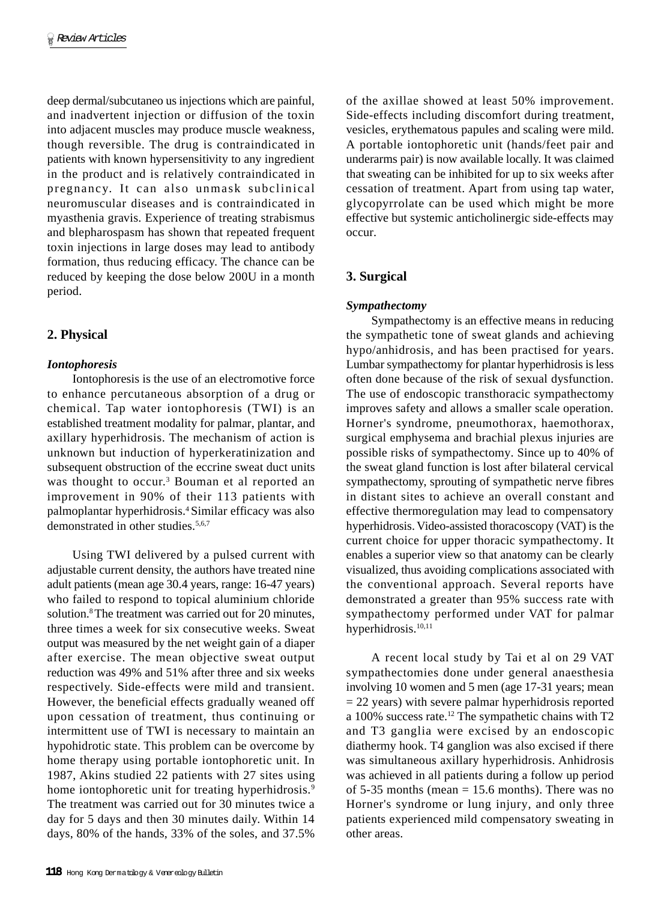deep dermal/subcutaneo us injections which are painful, and inadvertent injection or diffusion of the toxin into adjacent muscles may produce muscle weakness, though reversible. The drug is contraindicated in patients with known hypersensitivity to any ingredient in the product and is relatively contraindicated in pregnancy. It can also unmask subclinical neuromuscular diseases and is contraindicated in myasthenia gravis. Experience of treating strabismus and blepharospasm has shown that repeated frequent toxin injections in large doses may lead to antibody formation, thus reducing efficacy. The chance can be reduced by keeping the dose below 200U in a month period.

## 2. Physical

### *Iontophoresis*

Iontophoresis is the use of an electromotive force to enhance percutaneous absorption of a drug or chemical. Tap water iontophoresis (TWI) is an established treatment modality for palmar, plantar, and axillary hyperhidrosis. The mechanism of action is unknown but induction of hyperkeratinization and subsequent obstruction of the eccrine sweat duct units was thought to occur.[3] Bouman et al reported an improvement in 90% of their 113 patients with palmoplantar hyperhidrosis.[4] Similar efficacy was also demonstrated in other studies.[5,6,7]

Using TWI delivered by a pulsed current with adjustable current density, the authors have treated nine adult patients (mean age 30.4 years, range: 16-47 years) who failed to respond to topical aluminium chloride solution.[8] The treatment was carried out for 20 minutes, three times a week for six consecutive weeks. Sweat output was measured by the net weight gain of a diaper after exercise. The mean objective sweat output reduction was 49% and 51% after three and six weeks respectively. Side-effects were mild and transient. However, the beneficial effects gradually weaned off upon cessation of treatment, thus continuing or intermittent use of TWI is necessary to maintain an hypohidrotic state. This problem can be overcome by home therapy using portable iontophoretic unit. In 1987, Akins studied 22 patients with 27 sites using home iontophoretic unit for treating hyperhidrosis.[9] The treatment was carried out for 30 minutes twice a day for 5 days and then 30 minutes daily. Within 14 days, 80% of the hands, 33% of the soles, and 37.5% of the axillae showed at least 50% improvement. Side-effects including discomfort during treatment, vesicles, erythematous papules and scaling were mild. A portable iontophoretic unit (hands/feet pair and underarms pair) is now available locally. It was claimed that sweating can be inhibited for up to six weeks after cessation of treatment. Apart from using tap water, glycopyrrolate can be used which might be more effective but systemic anticholinergic side-effects may occur.

## 3. Surgical

### *Sympathectomy*

Sympathectomy is an effective means in reducing the sympathetic tone of sweat glands and achieving hypo/anhidrosis, and has been practised for years. Lumbar sympathectomy for plantar hyperhidrosis is less often done because of the risk of sexual dysfunction. The use of endoscopic transthoracic sympathectomy improves safety and allows a smaller scale operation. Horner's syndrome, pneumothorax, haemothorax, surgical emphysema and brachial plexus injuries are possible risks of sympathectomy. Since up to 40% of the sweat gland function is lost after bilateral cervical sympathectomy, sprouting of sympathetic nerve fibres in distant sites to achieve an overall constant and effective thermoregulation may lead to compensatory hyperhidrosis. Video-assisted thoracoscopy (VAT) is the current choice for upper thoracic sympathectomy. It enables a superior view so that anatomy can be clearly visualized, thus avoiding complications associated with the conventional approach. Several reports have demonstrated a greater than 95% success rate with sympathectomy performed under VAT for palmar hyperhidrosis.[10,11]

A recent local study by Tai et al on 29 VAT sympathectomies done under general anaesthesia involving 10 women and 5 men (age 17-31 years; mean = 22 years) with severe palmar hyperhidrosis reported a 100% success rate.[12] The sympathetic chains with T2 and T3 ganglia were excised by an endoscopic diathermy hook. T4 ganglion was also excised if there was simultaneous axillary hyperhidrosis. Anhidrosis was achieved in all patients during a follow up period of 5-35 months (mean = 15.6 months). There was no Horner's syndrome or lung injury, and only three patients experienced mild compensatory sweating in other areas.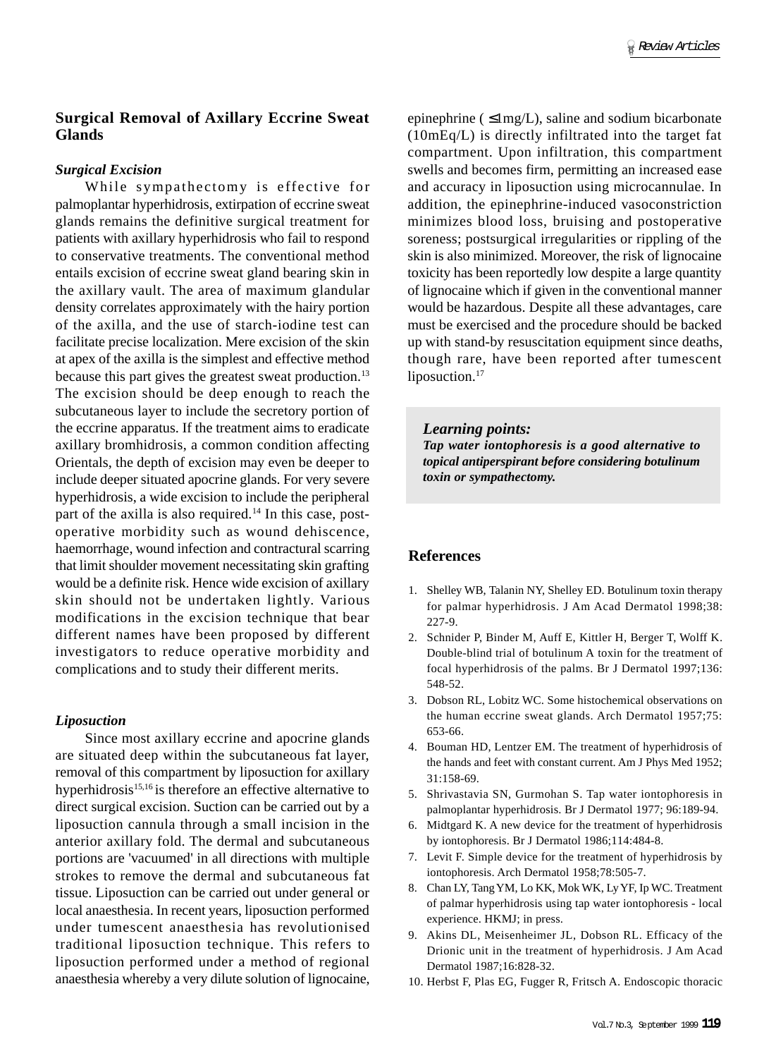## Surgical Removal of Axillary Eccrine Sweat Glands

### *Surgical Excision*

While sympathectomy is effective for palmoplantar hyperhidrosis, extirpation of eccrine sweat glands remains the definitive surgical treatment for patients with axillary hyperhidrosis who fail to respond to conservative treatments. The conventional method entails excision of eccrine sweat gland bearing skin in the axillary vault. The area of maximum glandular density correlates approximately with the hairy portion of the axilla, and the use of starch-iodine test can facilitate precise localization. Mere excision of the skin at apex of the axilla is the simplest and effective method because this part gives the greatest sweat production.[13] The excision should be deep enough to reach the subcutaneous layer to include the secretory portion of the eccrine apparatus. If the treatment aims to eradicate axillary bromhidrosis, a common condition affecting Orientals, the depth of excision may even be deeper to include deeper situated apocrine glands. For very severe hyperhidrosis, a wide excision to include the peripheral part of the axilla is also required.[14] In this case, post-operative morbidity such as wound dehiscence, haemorrhage, wound infection and contractural scarring that limit shoulder movement necessitating skin grafting would be a definite risk. Hence wide excision of axillary skin should not be undertaken lightly. Various modifications in the excision technique that bear different names have been proposed by different investigators to reduce operative morbidity and complications and to study their different merits.

### *Liposuction*

Since most axillary eccrine and apocrine glands are situated deep within the subcutaneous fat layer, removal of this compartment by liposuction for axillary hyperhidrosis[15,16] is therefore an effective alternative to direct surgical excision. Suction can be carried out by a liposuction cannula through a small incision in the anterior axillary fold. The dermal and subcutaneous portions are 'vacuumed' in all directions with multiple strokes to remove the dermal and subcutaneous fat tissue. Liposuction can be carried out under general or local anaesthesia. In recent years, liposuction performed under tumescent anaesthesia has revolutionised traditional liposuction technique. This refers to liposuction performed under a method of regional anaesthesia whereby a very dilute solution of lignocaine, epinephrine ( ≤1mg/L), saline and sodium bicarbonate (10mEq/L) is directly infiltrated into the target fat compartment. Upon infiltration, this compartment swells and becomes firm, permitting an increased ease and accuracy in liposuction using microcannulae. In addition, the epinephrine-induced vasoconstriction minimizes blood loss, bruising and postoperative soreness; postsurgical irregularities or rippling of the skin is also minimized. Moreover, the risk of lignocaine toxicity has been reportedly low despite a large quantity of lignocaine which if given in the conventional manner would be hazardous. Despite all these advantages, care must be exercised and the procedure should be backed up with stand-by resuscitation equipment since deaths, though rare, have been reported after tumescent liposuction.[17]

> ***Learning points:***
> ***Tap water iontophoresis is a good alternative to topical antiperspirant before considering botulinum toxin or sympathectomy.***

## References

1. Shelley WB, Talanin NY, Shelley ED. Botulinum toxin therapy for palmar hyperhidrosis. J Am Acad Dermatol 1998;38:227-9.
2. Schnider P, Binder M, Auff E, Kittler H, Berger T, Wolff K. Double-blind trial of botulinum A toxin for the treatment of focal hyperhidrosis of the palms. Br J Dermatol 1997;136:548-52.
3. Dobson RL, Lobitz WC. Some histochemical observations on the human eccrine sweat glands. Arch Dermatol 1957;75:653-66.
4. Bouman HD, Lentzer EM. The treatment of hyperhidrosis of the hands and feet with constant current. Am J Phys Med 1952;31:158-69.
5. Shrivastavia SN, Gurmohan S. Tap water iontophoresis in palmoplantar hyperhidrosis. Br J Dermatol 1977; 96:189-94.
6. Midtgard K. A new device for the treatment of hyperhidrosis by iontophoresis. Br J Dermatol 1986;114:484-8.
7. Levit F. Simple device for the treatment of hyperhidrosis by iontophoresis. Arch Dermatol 1958;78:505-7.
8. Chan LY, Tang YM, Lo KK, Mok WK, Ly YF, Ip WC. Treatment of palmar hyperhidrosis using tap water iontophoresis - local experience. HKMJ; in press.
9. Akins DL, Meisenheimer JL, Dobson RL. Efficacy of the Drionic unit in the treatment of hyperhidrosis. J Am Acad Dermatol 1987;16:828-32.
10. Herbst F, Plas EG, Fugger R, Fritsch A. Endoscopic thoracic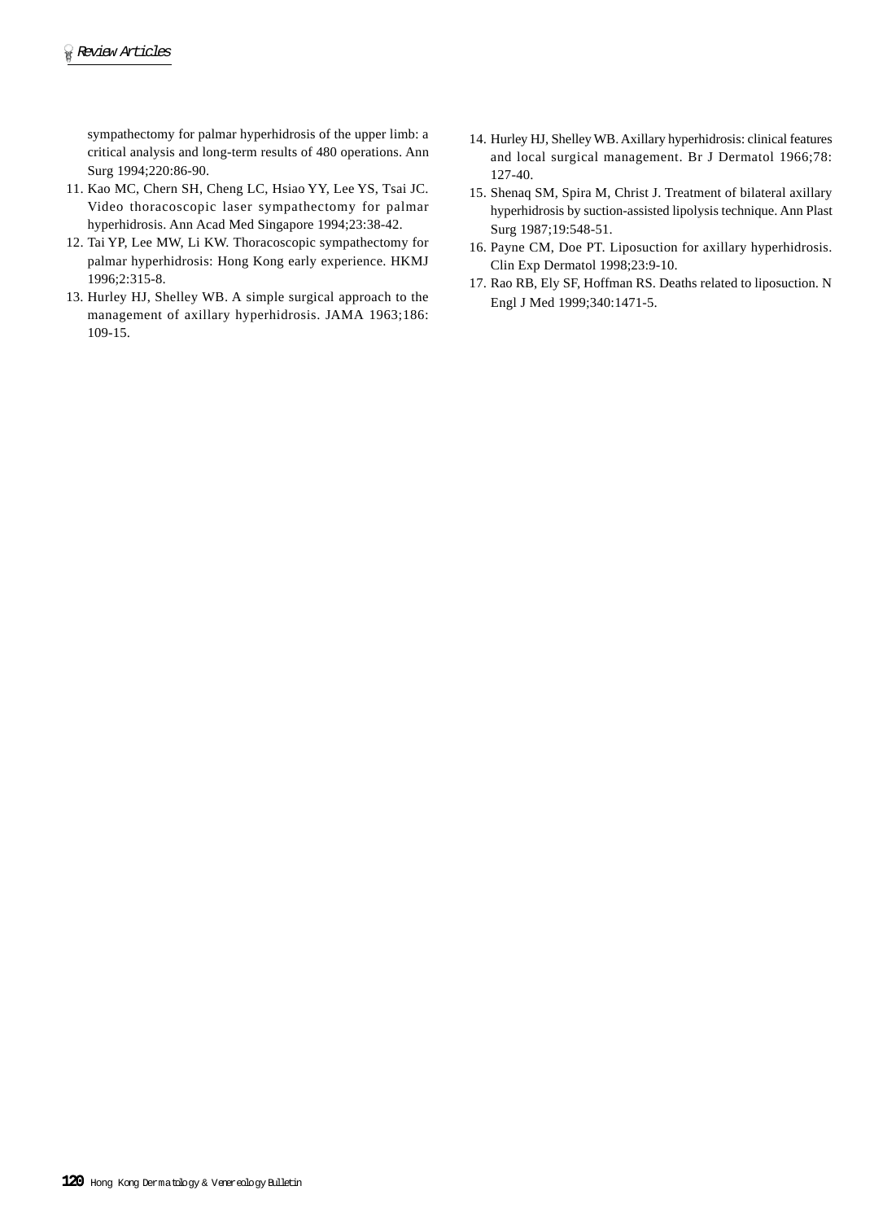sympathectomy for palmar hyperhidrosis of the upper limb: a critical analysis and long-term results of 480 operations. Ann Surg 1994;220:86-90.

11. Kao MC, Chern SH, Cheng LC, Hsiao YY, Lee YS, Tsai JC. Video thoracoscopic laser sympathectomy for palmar hyperhidrosis. Ann Acad Med Singapore 1994;23:38-42.
12. Tai YP, Lee MW, Li KW. Thoracoscopic sympathectomy for palmar hyperhidrosis: Hong Kong early experience. HKMJ 1996;2:315-8.
13. Hurley HJ, Shelley WB. A simple surgical approach to the management of axillary hyperhidrosis. JAMA 1963;186: 109-15.
14. Hurley HJ, Shelley WB. Axillary hyperhidrosis: clinical features and local surgical management. Br J Dermatol 1966;78: 127-40.
15. Shenaq SM, Spira M, Christ J. Treatment of bilateral axillary hyperhidrosis by suction-assisted lipolysis technique. Ann Plast Surg 1987;19:548-51.
16. Payne CM, Doe PT. Liposuction for axillary hyperhidrosis. Clin Exp Dermatol 1998;23:9-10.
17. Rao RB, Ely SF, Hoffman RS. Deaths related to liposuction. N Engl J Med 1999;340:1471-5.